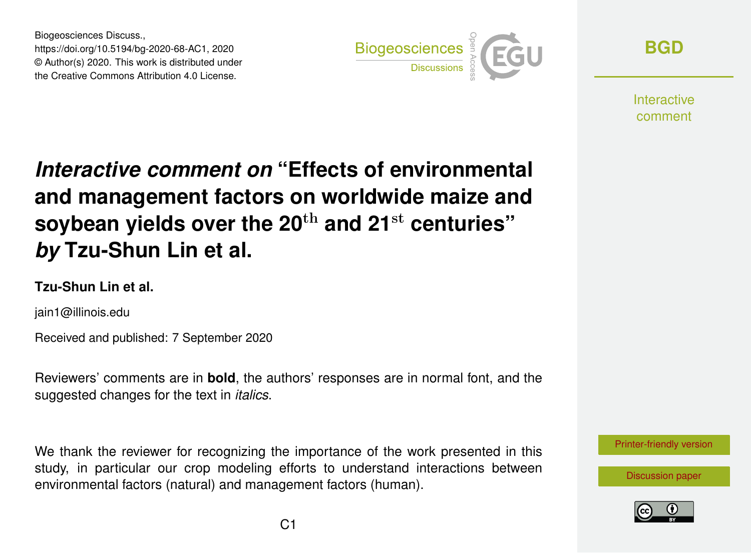Biogeosciences Discuss.,
https://doi.org/10.5194/bg-2020-68-AC1, 2020
© Author(s) 2020. This work is distributed under
the Creative Commons Attribution 4.0 License.

# *Interactive comment on* "Effects of environmental and management factors on worldwide maize and soybean yields over the 20$^{\mathrm{th}}$ and 21$^{\mathrm{st}}$ centuries" *by* Tzu-Shun Lin et al.

**Tzu-Shun Lin et al.**

jain1@illinois.edu

Received and published: 7 September 2020

Reviewers' comments are in **bold**, the authors' responses are in normal font, and the suggested changes for the text in *italics*.

We thank the reviewer for recognizing the importance of the work presented in this study, in particular our crop modeling efforts to understand interactions between environmental factors (natural) and management factors (human).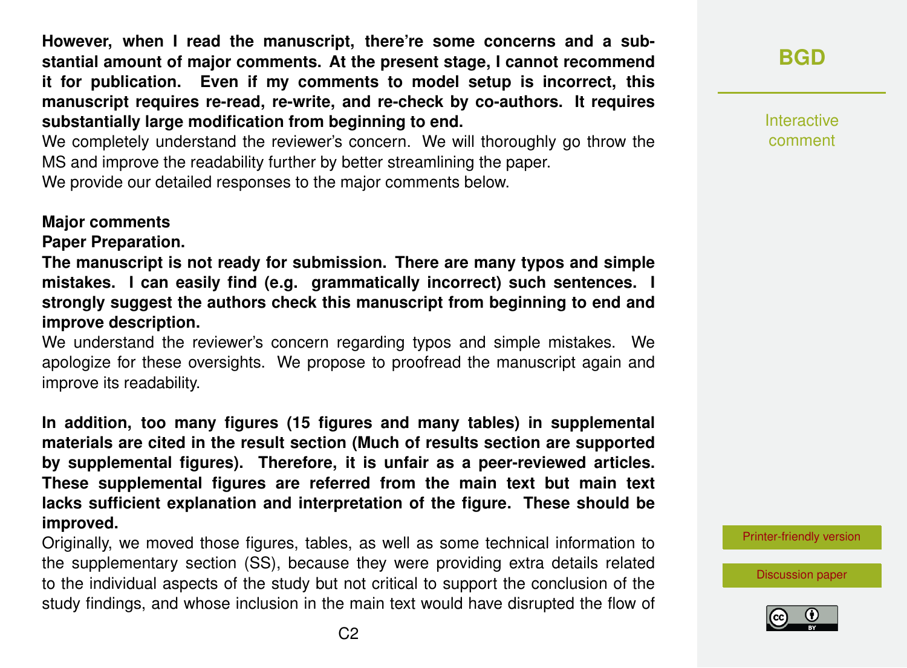**However, when I read the manuscript, there're some concerns and a substantial amount of major comments. At the present stage, I cannot recommend it for publication. Even if my comments to model setup is incorrect, this manuscript requires re-read, re-write, and re-check by co-authors. It requires substantially large modification from beginning to end.**

We completely understand the reviewer's concern. We will thoroughly go throw the MS and improve the readability further by better streamlining the paper.

We provide our detailed responses to the major comments below.

**Major comments**

**Paper Preparation.**

**The manuscript is not ready for submission. There are many typos and simple mistakes. I can easily find (e.g. grammatically incorrect) such sentences. I strongly suggest the authors check this manuscript from beginning to end and improve description.**

We understand the reviewer's concern regarding typos and simple mistakes. We apologize for these oversights. We propose to proofread the manuscript again and improve its readability.

**In addition, too many figures (15 figures and many tables) in supplemental materials are cited in the result section (Much of results section are supported by supplemental figures). Therefore, it is unfair as a peer-reviewed articles. These supplemental figures are referred from the main text but main text lacks sufficient explanation and interpretation of the figure. These should be improved.**

Originally, we moved those figures, tables, as well as some technical information to the supplementary section (SS), because they were providing extra details related to the individual aspects of the study but not critical to support the conclusion of the study findings, and whose inclusion in the main text would have disrupted the flow of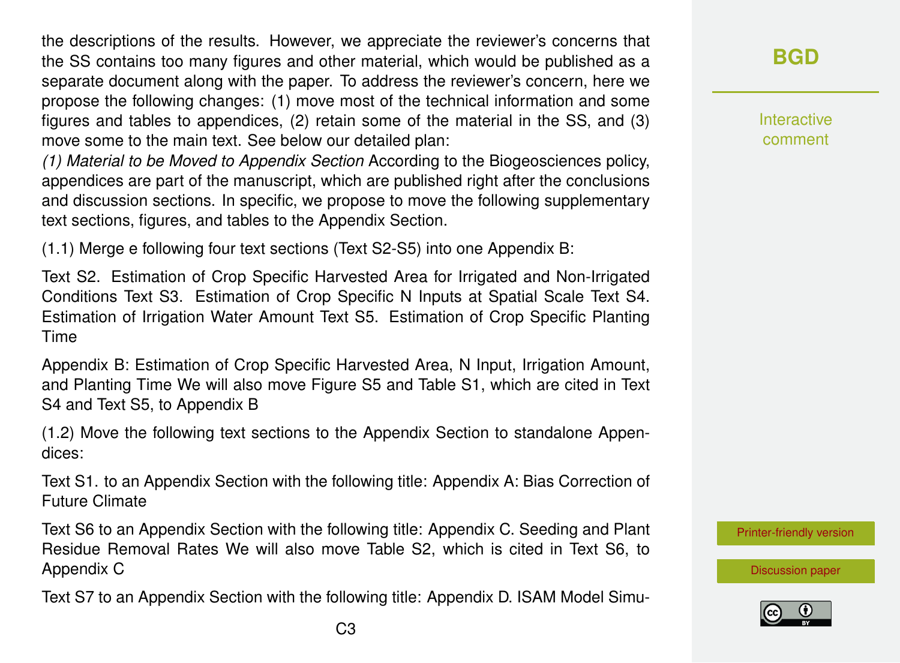the descriptions of the results. However, we appreciate the reviewer's concerns that the SS contains too many figures and other material, which would be published as a separate document along with the paper. To address the reviewer's concern, here we propose the following changes: (1) move most of the technical information and some figures and tables to appendices, (2) retain some of the material in the SS, and (3) move some to the main text. See below our detailed plan:

*(1) Material to be Moved to Appendix Section* According to the Biogeosciences policy, appendices are part of the manuscript, which are published right after the conclusions and discussion sections. In specific, we propose to move the following supplementary text sections, figures, and tables to the Appendix Section.

(1.1) Merge e following four text sections (Text S2-S5) into one Appendix B:

Text S2. Estimation of Crop Specific Harvested Area for Irrigated and Non-Irrigated Conditions Text S3. Estimation of Crop Specific N Inputs at Spatial Scale Text S4. Estimation of Irrigation Water Amount Text S5. Estimation of Crop Specific Planting Time

Appendix B: Estimation of Crop Specific Harvested Area, N Input, Irrigation Amount, and Planting Time We will also move Figure S5 and Table S1, which are cited in Text S4 and Text S5, to Appendix B

(1.2) Move the following text sections to the Appendix Section to standalone Appendices:

Text S1. to an Appendix Section with the following title: Appendix A: Bias Correction of Future Climate

Text S6 to an Appendix Section with the following title: Appendix C. Seeding and Plant Residue Removal Rates We will also move Table S2, which is cited in Text S6, to Appendix C

Text S7 to an Appendix Section with the following title: Appendix D. ISAM Model Simu-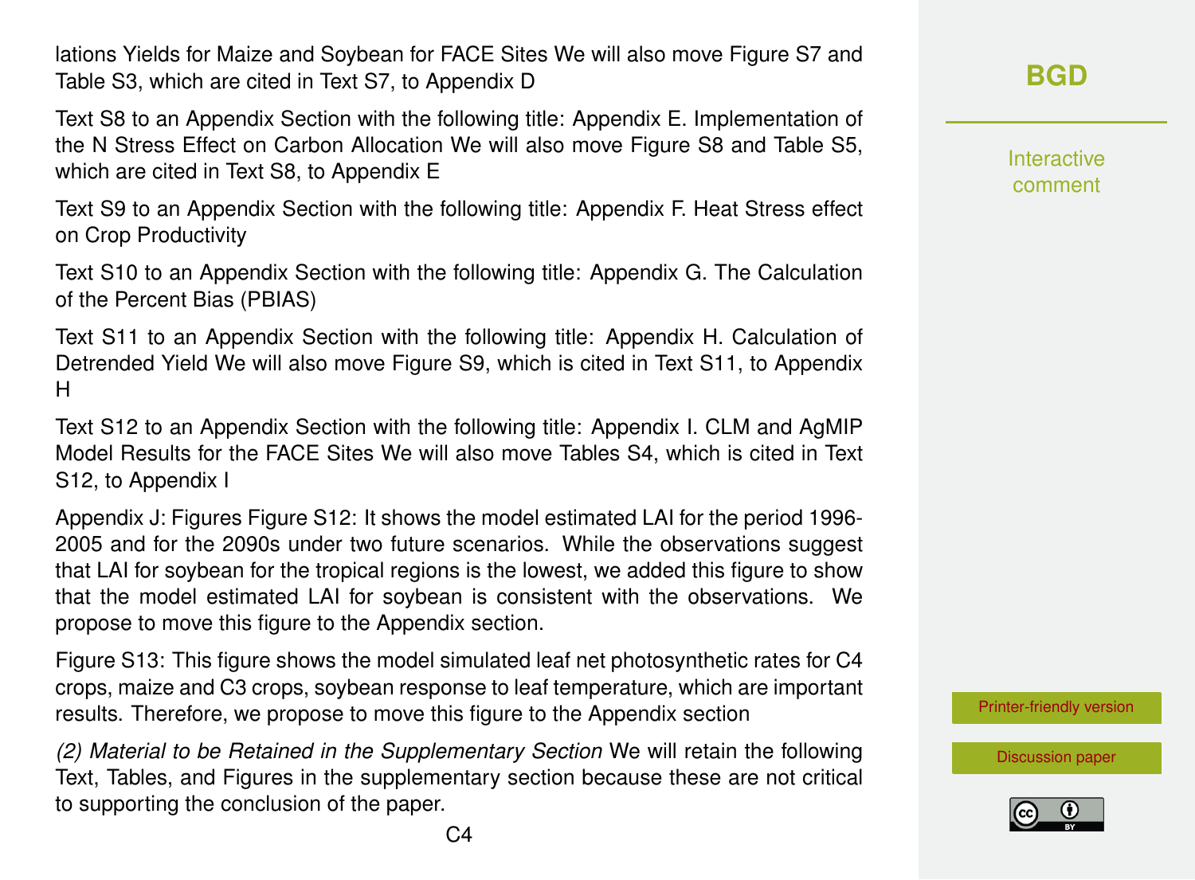lations Yields for Maize and Soybean for FACE Sites We will also move Figure S7 and Table S3, which are cited in Text S7, to Appendix D

Text S8 to an Appendix Section with the following title: Appendix E. Implementation of the N Stress Effect on Carbon Allocation We will also move Figure S8 and Table S5, which are cited in Text S8, to Appendix E

Text S9 to an Appendix Section with the following title: Appendix F. Heat Stress effect on Crop Productivity

Text S10 to an Appendix Section with the following title: Appendix G. The Calculation of the Percent Bias (PBIAS)

Text S11 to an Appendix Section with the following title: Appendix H. Calculation of Detrended Yield We will also move Figure S9, which is cited in Text S11, to Appendix H

Text S12 to an Appendix Section with the following title: Appendix I. CLM and AgMIP Model Results for the FACE Sites We will also move Tables S4, which is cited in Text S12, to Appendix I

Appendix J: Figures Figure S12: It shows the model estimated LAI for the period 1996-2005 and for the 2090s under two future scenarios. While the observations suggest that LAI for soybean for the tropical regions is the lowest, we added this figure to show that the model estimated LAI for soybean is consistent with the observations. We propose to move this figure to the Appendix section.

Figure S13: This figure shows the model simulated leaf net photosynthetic rates for C4 crops, maize and C3 crops, soybean response to leaf temperature, which are important results. Therefore, we propose to move this figure to the Appendix section

*(2) Material to be Retained in the Supplementary Section* We will retain the following Text, Tables, and Figures in the supplementary section because these are not critical to supporting the conclusion of the paper.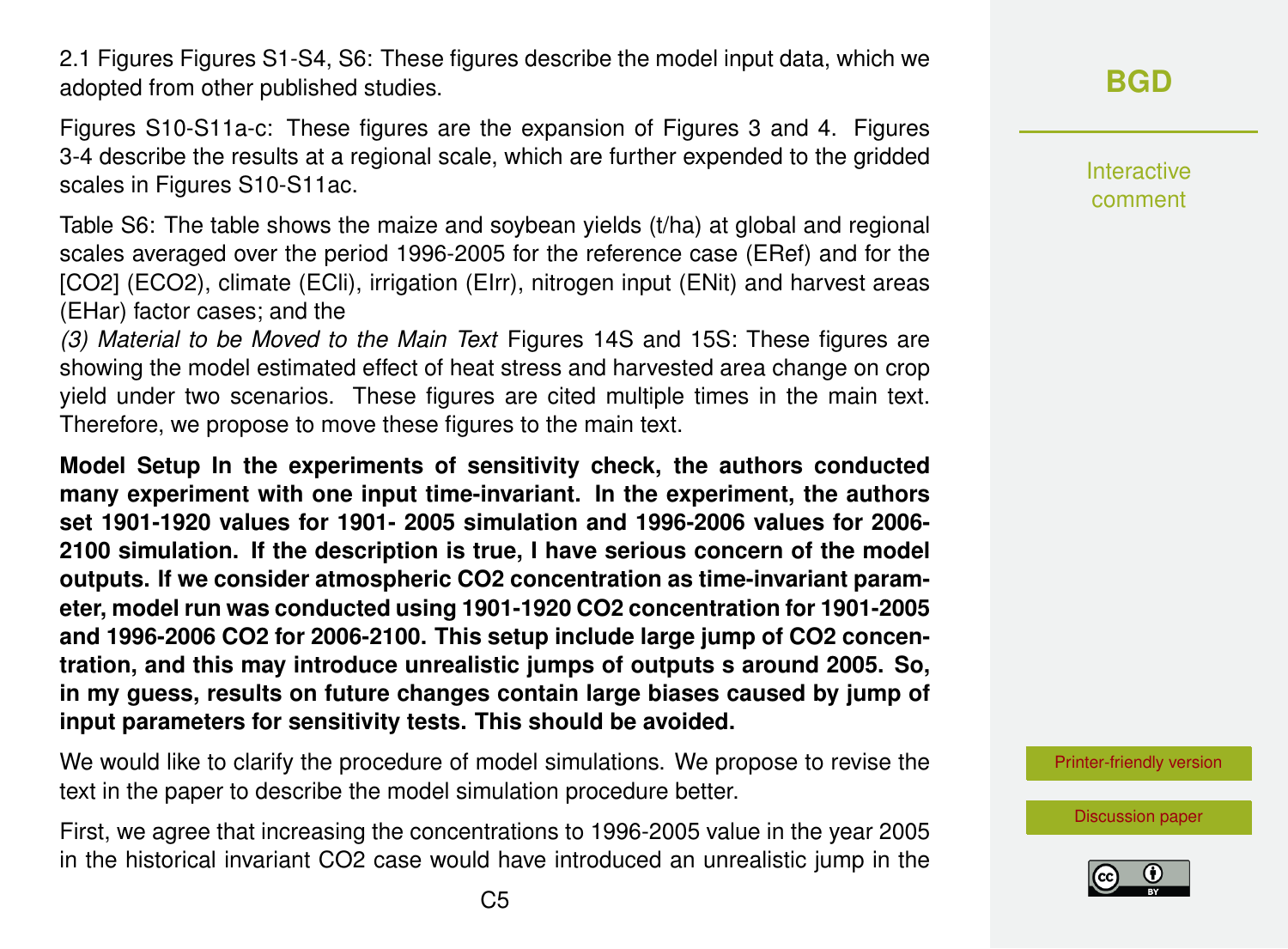2.1 Figures Figures S1-S4, S6: These figures describe the model input data, which we adopted from other published studies.

Figures S10-S11a-c: These figures are the expansion of Figures 3 and 4. Figures 3-4 describe the results at a regional scale, which are further expended to the gridded scales in Figures S10-S11ac.

Table S6: The table shows the maize and soybean yields (t/ha) at global and regional scales averaged over the period 1996-2005 for the reference case (ERef) and for the [CO2] (ECO2), climate (ECli), irrigation (EIrr), nitrogen input (ENit) and harvest areas (EHar) factor cases; and the

*(3) Material to be Moved to the Main Text* Figures 14S and 15S: These figures are showing the model estimated effect of heat stress and harvested area change on crop yield under two scenarios. These figures are cited multiple times in the main text. Therefore, we propose to move these figures to the main text.

**Model Setup In the experiments of sensitivity check, the authors conducted many experiment with one input time-invariant. In the experiment, the authors set 1901-1920 values for 1901- 2005 simulation and 1996-2006 values for 2006-2100 simulation. If the description is true, I have serious concern of the model outputs. If we consider atmospheric CO2 concentration as time-invariant parameter, model run was conducted using 1901-1920 CO2 concentration for 1901-2005 and 1996-2006 CO2 for 2006-2100. This setup include large jump of CO2 concentration, and this may introduce unrealistic jumps of outputs s around 2005. So, in my guess, results on future changes contain large biases caused by jump of input parameters for sensitivity tests. This should be avoided.**

We would like to clarify the procedure of model simulations. We propose to revise the text in the paper to describe the model simulation procedure better.

First, we agree that increasing the concentrations to 1996-2005 value in the year 2005 in the historical invariant CO2 case would have introduced an unrealistic jump in the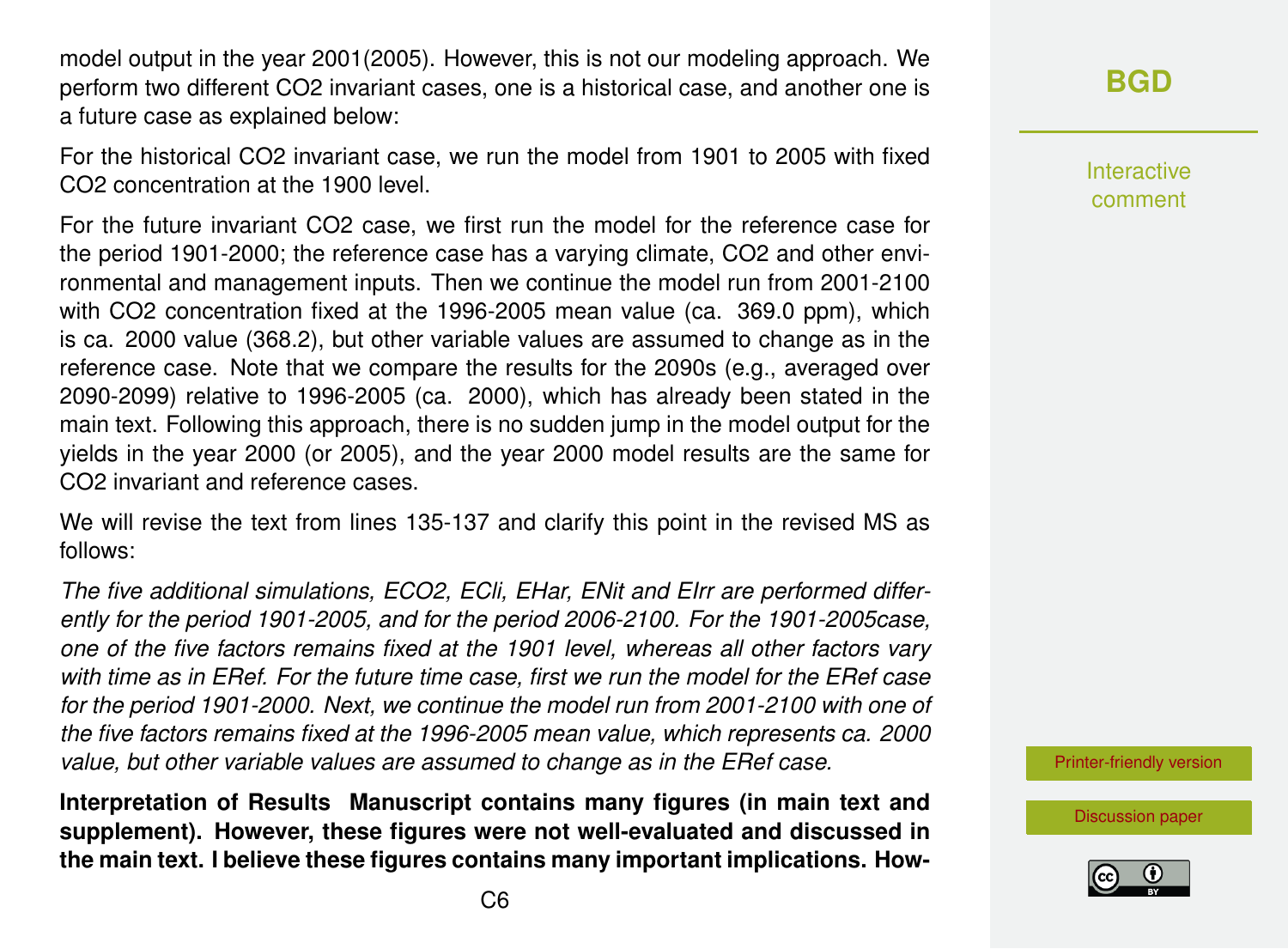model output in the year 2001(2005). However, this is not our modeling approach. We perform two different CO2 invariant cases, one is a historical case, and another one is a future case as explained below:

For the historical CO2 invariant case, we run the model from 1901 to 2005 with fixed CO2 concentration at the 1900 level.

For the future invariant CO2 case, we first run the model for the reference case for the period 1901-2000; the reference case has a varying climate, CO2 and other environmental and management inputs. Then we continue the model run from 2001-2100 with CO2 concentration fixed at the 1996-2005 mean value (ca. 369.0 ppm), which is ca. 2000 value (368.2), but other variable values are assumed to change as in the reference case. Note that we compare the results for the 2090s (e.g., averaged over 2090-2099) relative to 1996-2005 (ca. 2000), which has already been stated in the main text. Following this approach, there is no sudden jump in the model output for the yields in the year 2000 (or 2005), and the year 2000 model results are the same for CO2 invariant and reference cases.

We will revise the text from lines 135-137 and clarify this point in the revised MS as follows:

*The five additional simulations, ECO2, ECli, EHar, ENit and EIrr are performed differently for the period 1901-2005, and for the period 2006-2100. For the 1901-2005case, one of the five factors remains fixed at the 1901 level, whereas all other factors vary with time as in ERef. For the future time case, first we run the model for the ERef case for the period 1901-2000. Next, we continue the model run from 2001-2100 with one of the five factors remains fixed at the 1996-2005 mean value, which represents ca. 2000 value, but other variable values are assumed to change as in the ERef case.*

**Interpretation of Results Manuscript contains many figures (in main text and supplement). However, these figures were not well-evaluated and discussed in the main text. I believe these figures contains many important implications. How-**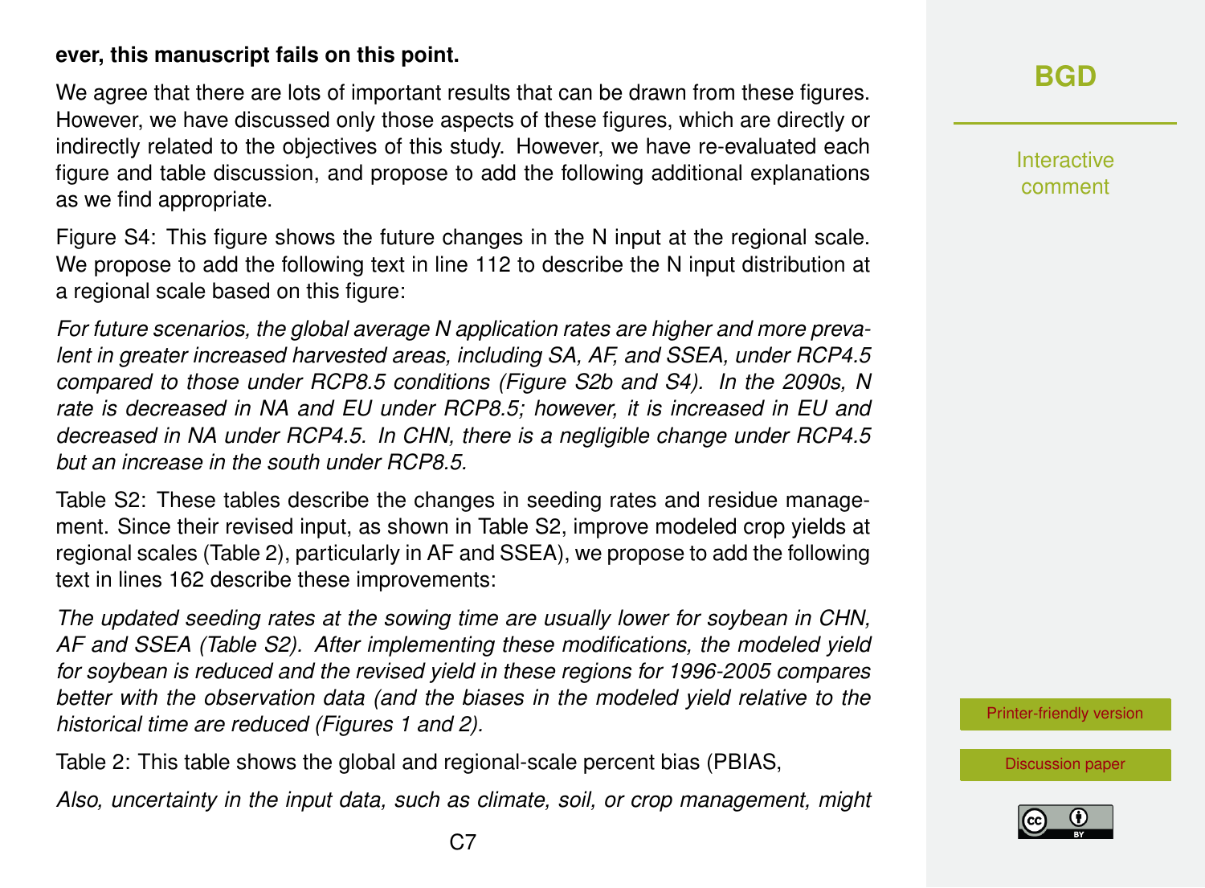**ever, this manuscript fails on this point.**

We agree that there are lots of important results that can be drawn from these figures. However, we have discussed only those aspects of these figures, which are directly or indirectly related to the objectives of this study. However, we have re-evaluated each figure and table discussion, and propose to add the following additional explanations as we find appropriate.

Figure S4: This figure shows the future changes in the N input at the regional scale. We propose to add the following text in line 112 to describe the N input distribution at a regional scale based on this figure:

*For future scenarios, the global average N application rates are higher and more prevalent in greater increased harvested areas, including SA, AF, and SSEA, under RCP4.5 compared to those under RCP8.5 conditions (Figure S2b and S4). In the 2090s, N rate is decreased in NA and EU under RCP8.5; however, it is increased in EU and decreased in NA under RCP4.5. In CHN, there is a negligible change under RCP4.5 but an increase in the south under RCP8.5.*

Table S2: These tables describe the changes in seeding rates and residue management. Since their revised input, as shown in Table S2, improve modeled crop yields at regional scales (Table 2), particularly in AF and SSEA), we propose to add the following text in lines 162 describe these improvements:

*The updated seeding rates at the sowing time are usually lower for soybean in CHN, AF and SSEA (Table S2). After implementing these modifications, the modeled yield for soybean is reduced and the revised yield in these regions for 1996-2005 compares better with the observation data (and the biases in the modeled yield relative to the historical time are reduced (Figures 1 and 2).*

Table 2: This table shows the global and regional-scale percent bias (PBIAS,

*Also, uncertainty in the input data, such as climate, soil, or crop management, might*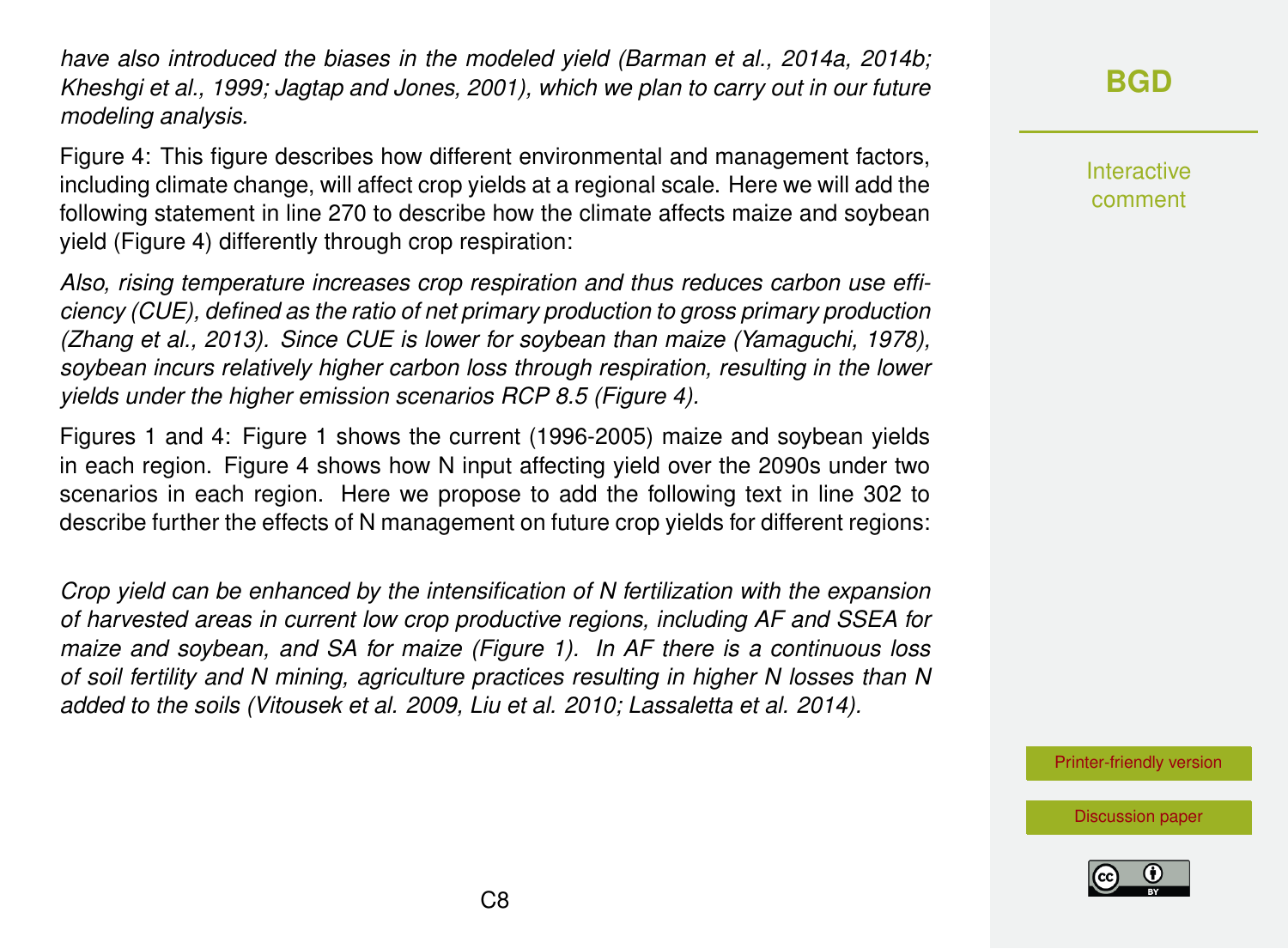*have also introduced the biases in the modeled yield (Barman et al., 2014a, 2014b; Kheshgi et al., 1999; Jagtap and Jones, 2001), which we plan to carry out in our future modeling analysis.*

Figure 4: This figure describes how different environmental and management factors, including climate change, will affect crop yields at a regional scale. Here we will add the following statement in line 270 to describe how the climate affects maize and soybean yield (Figure 4) differently through crop respiration:

*Also, rising temperature increases crop respiration and thus reduces carbon use efficiency (CUE), defined as the ratio of net primary production to gross primary production (Zhang et al., 2013). Since CUE is lower for soybean than maize (Yamaguchi, 1978), soybean incurs relatively higher carbon loss through respiration, resulting in the lower yields under the higher emission scenarios RCP 8.5 (Figure 4).*

Figures 1 and 4: Figure 1 shows the current (1996-2005) maize and soybean yields in each region. Figure 4 shows how N input affecting yield over the 2090s under two scenarios in each region. Here we propose to add the following text in line 302 to describe further the effects of N management on future crop yields for different regions:

*Crop yield can be enhanced by the intensification of N fertilization with the expansion of harvested areas in current low crop productive regions, including AF and SSEA for maize and soybean, and SA for maize (Figure 1). In AF there is a continuous loss of soil fertility and N mining, agriculture practices resulting in higher N losses than N added to the soils (Vitousek et al. 2009, Liu et al. 2010; Lassaletta et al. 2014).*